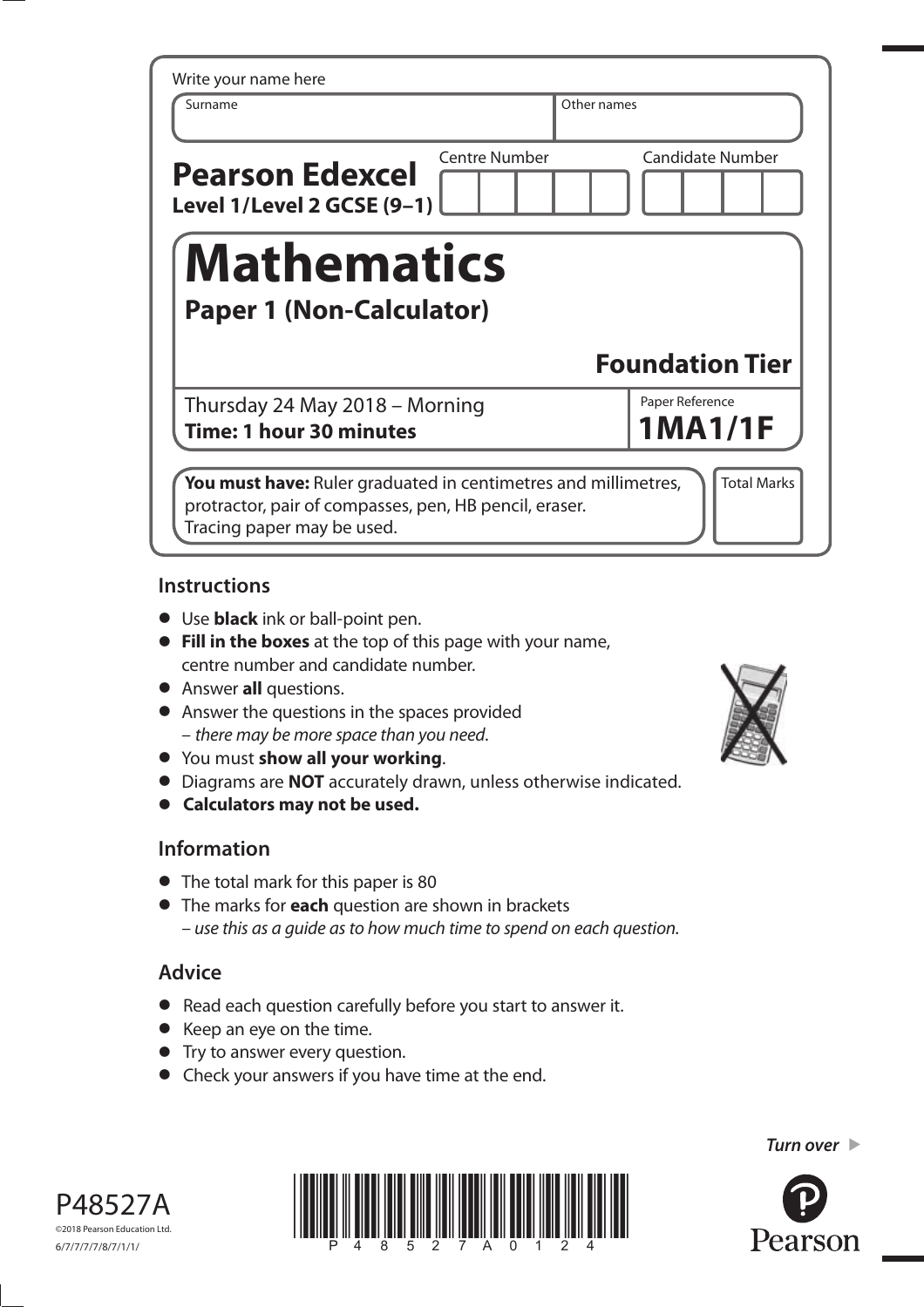Write your name here

| Surname | Other names |
|---|---|
| | |

**Pearson Edexcel**
**Level 1/Level 2 GCSE (9–1)**

| Centre Number | Candidate Number |
|---|---|
| | |

# Mathematics

## Paper 1 (Non-Calculator)

### Foundation Tier

Thursday 24 May 2018 – Morning
**Time: 1 hour 30 minutes**

Paper Reference
**1MA1/1F**

**You must have:** Ruler graduated in centimetres and millimetres, protractor, pair of compasses, pen, HB pencil, eraser. Tracing paper may be used.

Total Marks

## Instructions

- Use **black** ink or ball-point pen.
- **Fill in the boxes** at the top of this page with your name, centre number and candidate number.
- Answer **all** questions.
- Answer the questions in the spaces provided – *there may be more space than you need.*
- You must **show all your working**.
- Diagrams are **NOT** accurately drawn, unless otherwise indicated.
- **Calculators may not be used.**

## Information

- The total mark for this paper is 80
- The marks for **each** question are shown in brackets – *use this as a guide as to how much time to spend on each question.*

## Advice

- Read each question carefully before you start to answer it.
- Keep an eye on the time.
- Try to answer every question.
- Check your answers if you have time at the end.

*Turn over*

P48527A
©2018 Pearson Education Ltd.
6/7/7/7/7/8/7/1/1/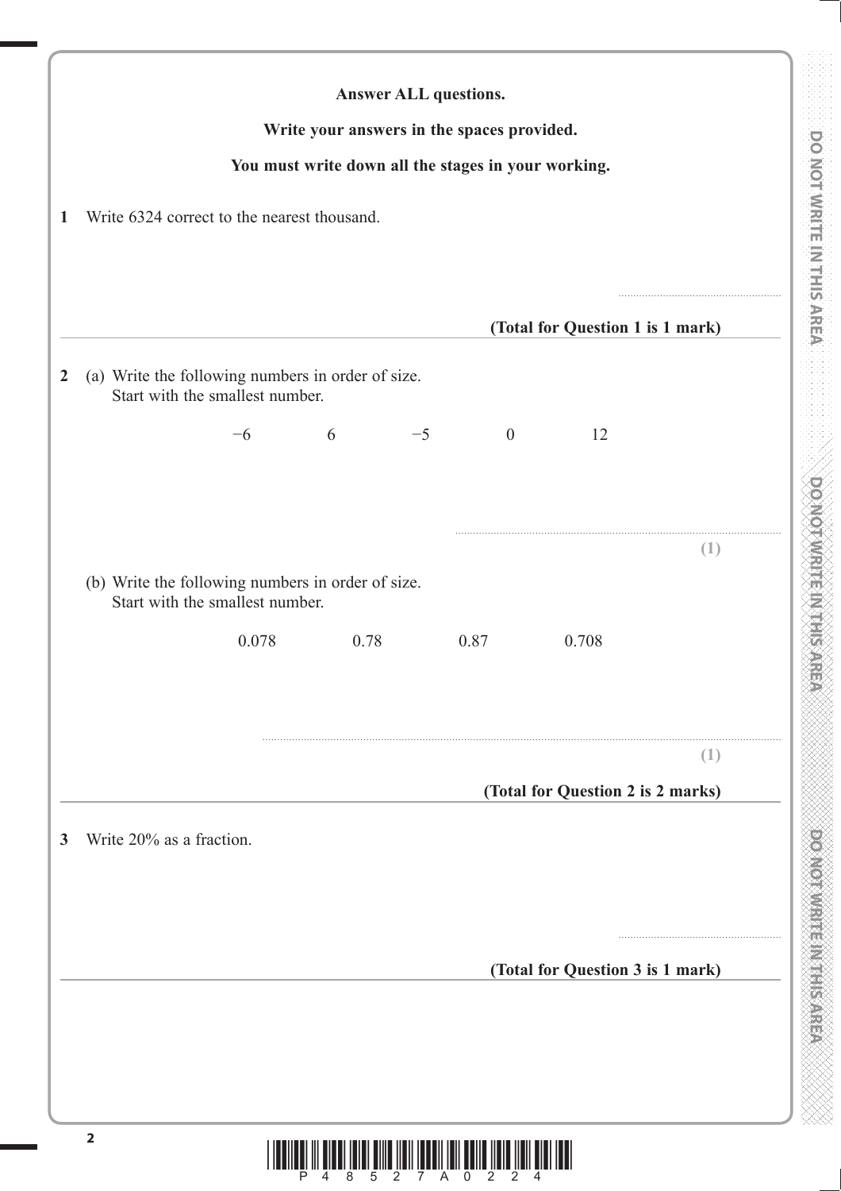**Answer ALL questions.**

**Write your answers in the spaces provided.**

**You must write down all the stages in your working.**

**1** Write 6324 correct to the nearest thousand.

..........................................

**(Total for Question 1 is 1 mark)**

---

**2** (a) Write the following numbers in order of size.
Start with the smallest number.

$-6 \qquad 6 \qquad -5 \qquad 0 \qquad 12$

..........................................

**(1)**

(b) Write the following numbers in order of size.
Start with the smallest number.

$0.078 \qquad 0.78 \qquad 0.87 \qquad 0.708$

..........................................

**(1)**

**(Total for Question 2 is 2 marks)**

---

**3** Write 20% as a fraction.

..........................................

**(Total for Question 3 is 1 mark)**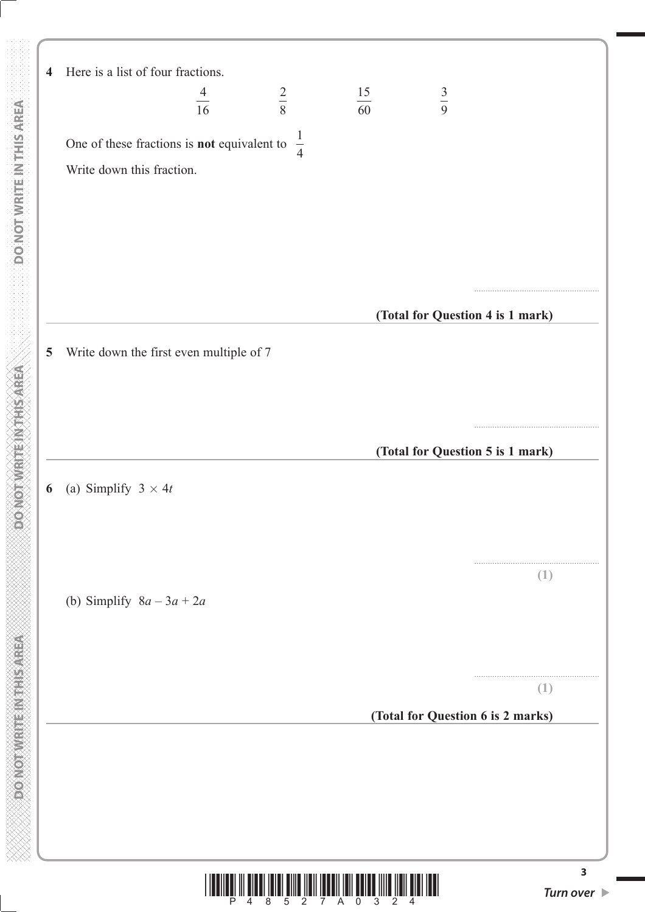**4** Here is a list of four fractions.

$$\frac{4}{16} \qquad \frac{2}{8} \qquad \frac{15}{60} \qquad \frac{3}{9}$$

One of these fractions is **not** equivalent to $\frac{1}{4}$

Write down this fraction.

.......................................................

**(Total for Question 4 is 1 mark)**

---

**5** Write down the first even multiple of 7

.......................................................

**(Total for Question 5 is 1 mark)**

---

**6** (a) Simplify $3 \times 4t$

.......................................................

**(1)**

(b) Simplify $8a - 3a + 2a$

.......................................................

**(1)**

**(Total for Question 6 is 2 marks)**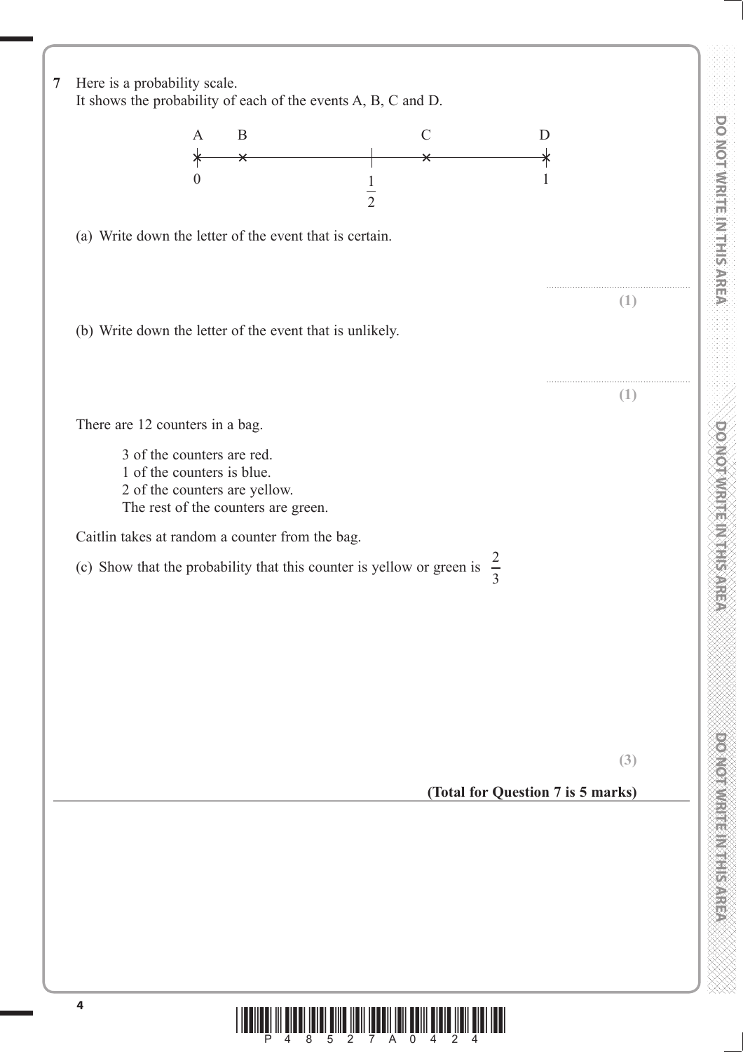**7** Here is a probability scale.
It shows the probability of each of the events A, B, C and D.

```
A    B                  C          D
×----×--------|---------×----------×
0            1/2                   1
```

(a) Write down the letter of the event that is certain.

..............................................................
**(1)**

(b) Write down the letter of the event that is unlikely.

..............................................................
**(1)**

There are 12 counters in a bag.

3 of the counters are red.
1 of the counters is blue.
2 of the counters are yellow.
The rest of the counters are green.

Caitlin takes at random a counter from the bag.

(c) Show that the probability that this counter is yellow or green is $\frac{2}{3}$

**(3)**

**(Total for Question 7 is 5 marks)**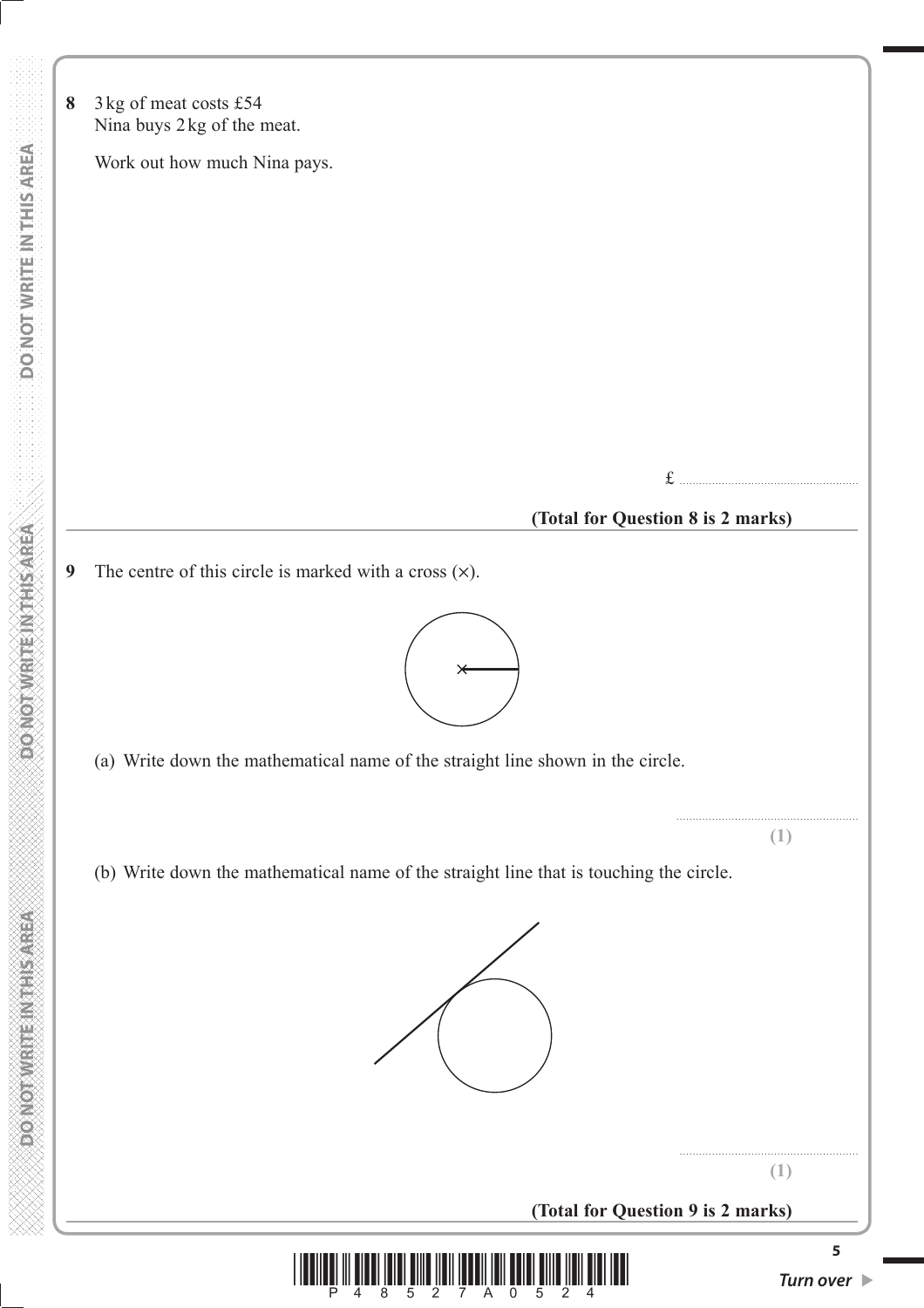**8** 3 kg of meat costs £54
Nina buys 2 kg of the meat.

Work out how much Nina pays.

£ ..........................................

**(Total for Question 8 is 2 marks)**

---

**9** The centre of this circle is marked with a cross (×).

(a) Write down the mathematical name of the straight line shown in the circle.

..........................................
**(1)**

(b) Write down the mathematical name of the straight line that is touching the circle.

..........................................
**(1)**

**(Total for Question 9 is 2 marks)**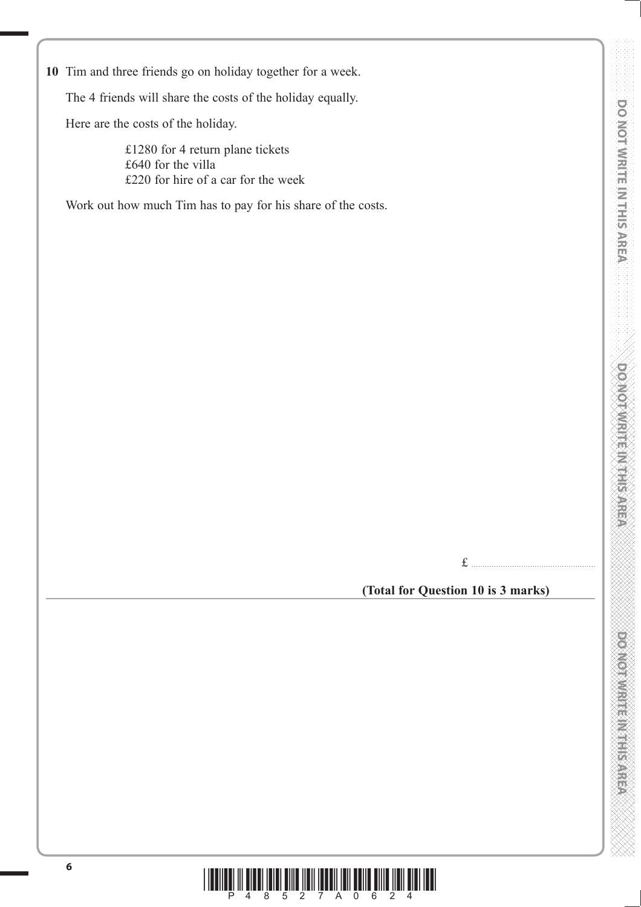**10** Tim and three friends go on holiday together for a week.

The 4 friends will share the costs of the holiday equally.

Here are the costs of the holiday.

£1280 for 4 return plane tickets
£640 for the villa
£220 for hire of a car for the week

Work out how much Tim has to pay for his share of the costs.

£ ..........................................

**(Total for Question 10 is 3 marks)**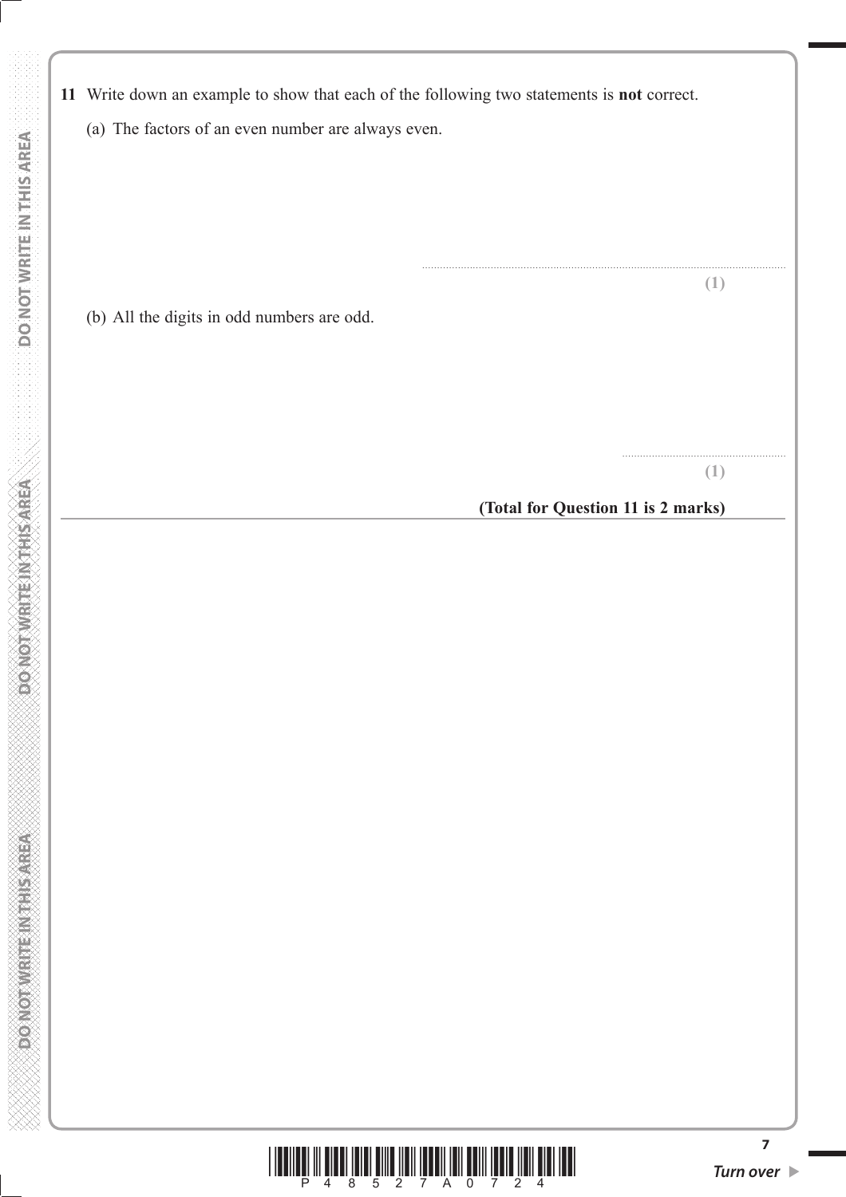**11** Write down an example to show that each of the following two statements is **not** correct.

(a) The factors of an even number are always even.

..........................................................

**(1)**

(b) All the digits in odd numbers are odd.

..........................................................

**(1)**

**(Total for Question 11 is 2 marks)**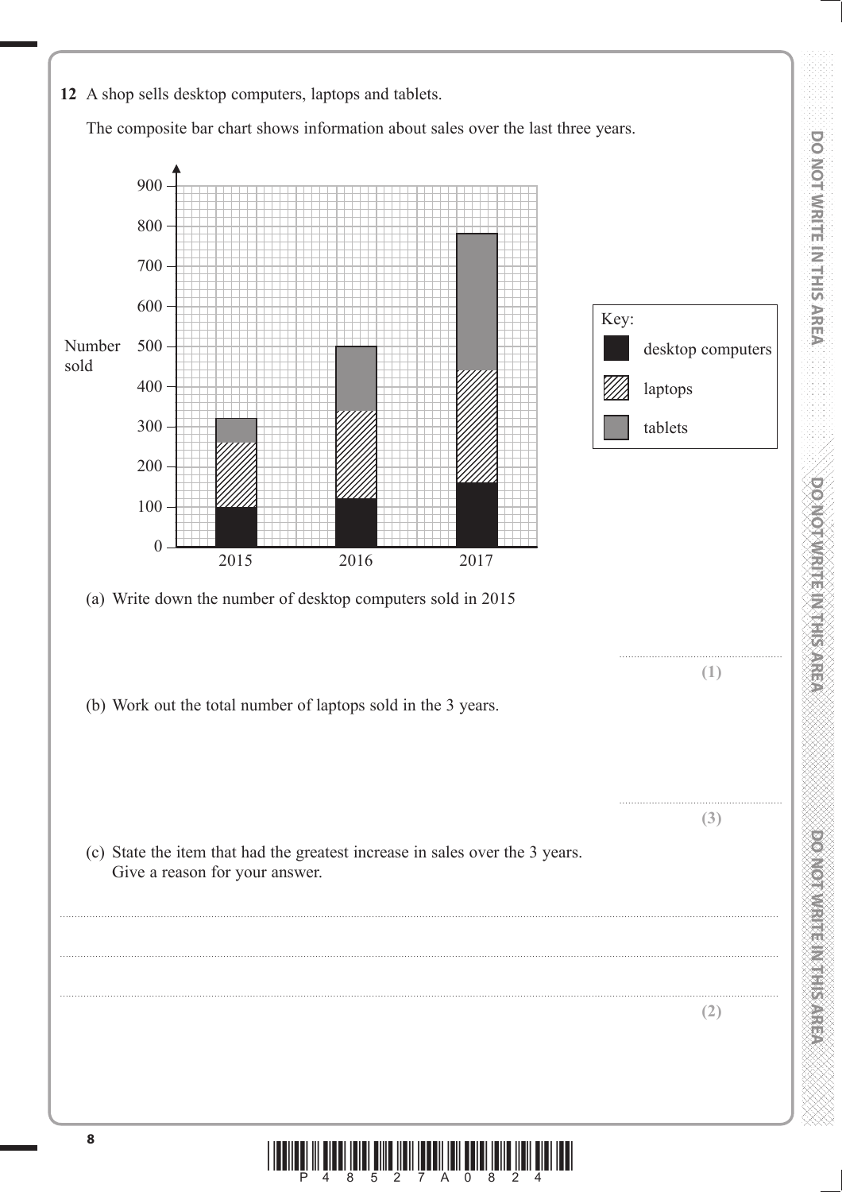**12** A shop sells desktop computers, laptops and tablets.

The composite bar chart shows information about sales over the last three years.

(a) Write down the number of desktop computers sold in 2015

..............................
**(1)**

(b) Work out the total number of laptops sold in the 3 years.

..............................
**(3)**

(c) State the item that had the greatest increase in sales over the 3 years.
Give a reason for your answer.

..............................................................................................................................................

..............................................................................................................................................

..............................................................................................................................................
**(2)**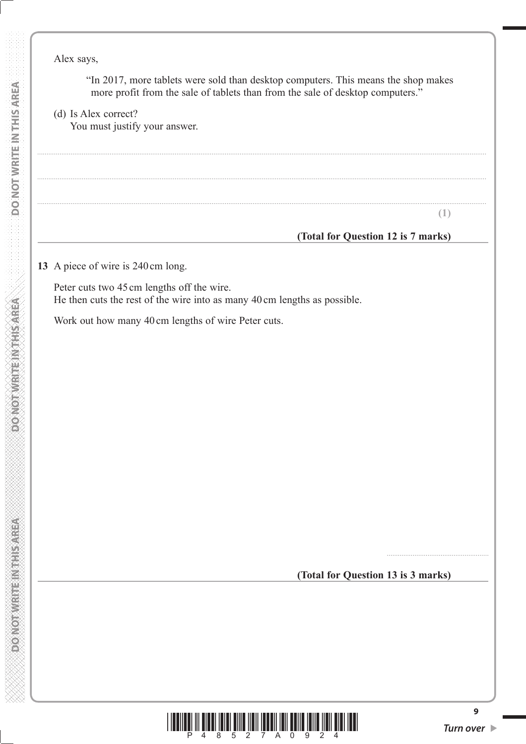Alex says,

> "In 2017, more tablets were sold than desktop computers. This means the shop makes more profit from the sale of tablets than from the sale of desktop computers."

(d) Is Alex correct?
You must justify your answer.

..............................................................................................................................................

..............................................................................................................................................

..............................................................................................................................................

**(1)**

**(Total for Question 12 is 7 marks)**

---

**13** A piece of wire is 240 cm long.

Peter cuts two 45 cm lengths off the wire.
He then cuts the rest of the wire into as many 40 cm lengths as possible.

Work out how many 40 cm lengths of wire Peter cuts.

..............................................

**(Total for Question 13 is 3 marks)**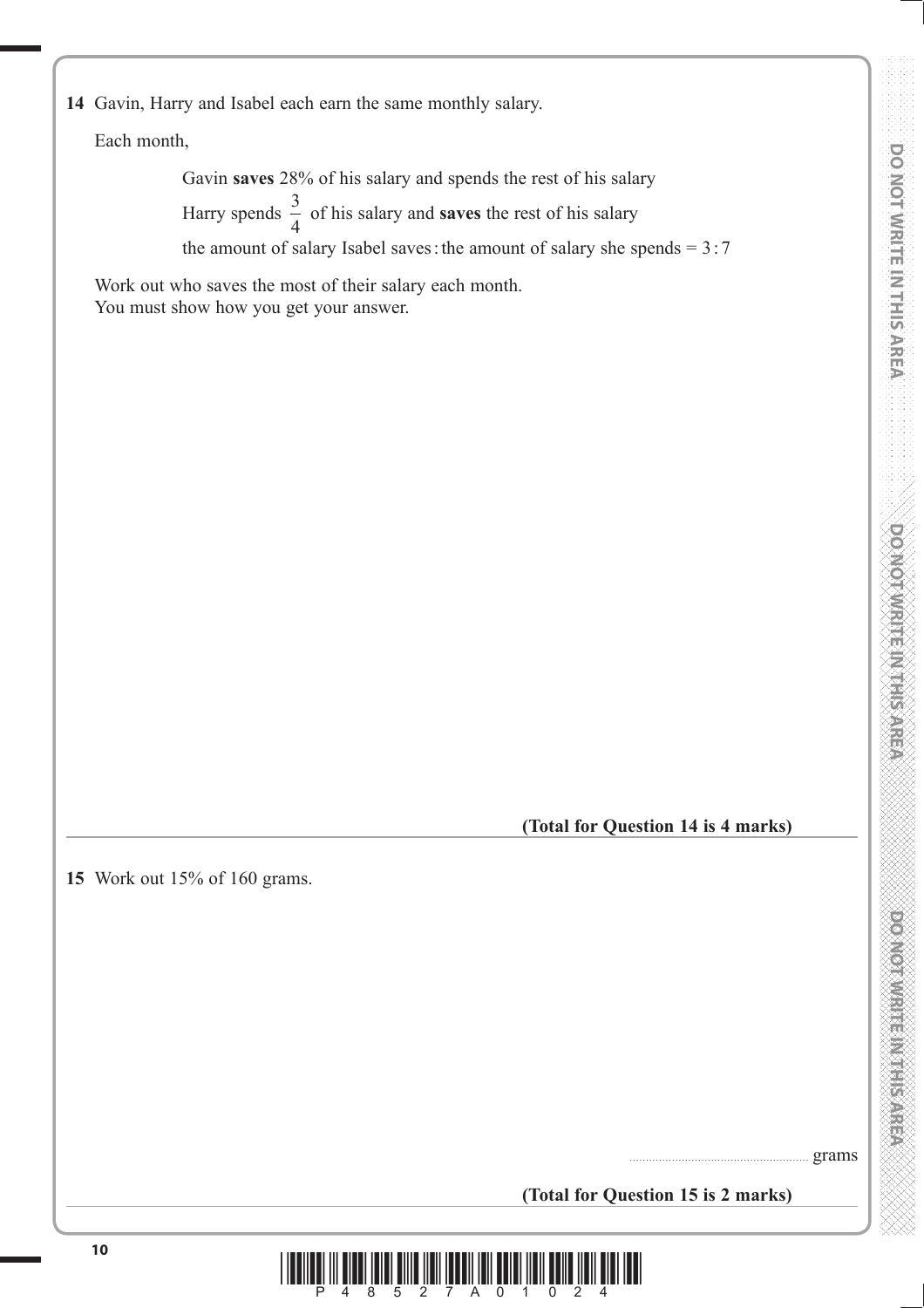**14** Gavin, Harry and Isabel each earn the same monthly salary.

Each month,

Gavin **saves** 28% of his salary and spends the rest of his salary

Harry spends $\frac{3}{4}$ of his salary and **saves** the rest of his salary

the amount of salary Isabel saves : the amount of salary she spends = 3 : 7

Work out who saves the most of their salary each month.
You must show how you get your answer.

**(Total for Question 14 is 4 marks)**

---

**15** Work out 15% of 160 grams.

.......................................................... grams

**(Total for Question 15 is 2 marks)**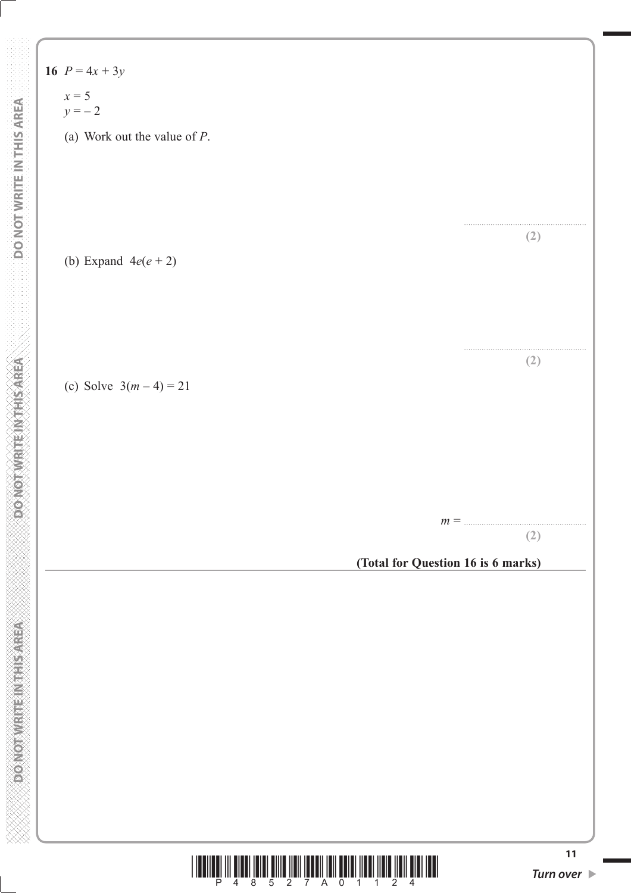**16** $P = 4x + 3y$

$x = 5$
$y = -2$

(a) Work out the value of $P$.

..........................................................
**(2)**

(b) Expand $4e(e + 2)$

..........................................................
**(2)**

(c) Solve $3(m - 4) = 21$

$m =$ ..........................................................
**(2)**

**(Total for Question 16 is 6 marks)**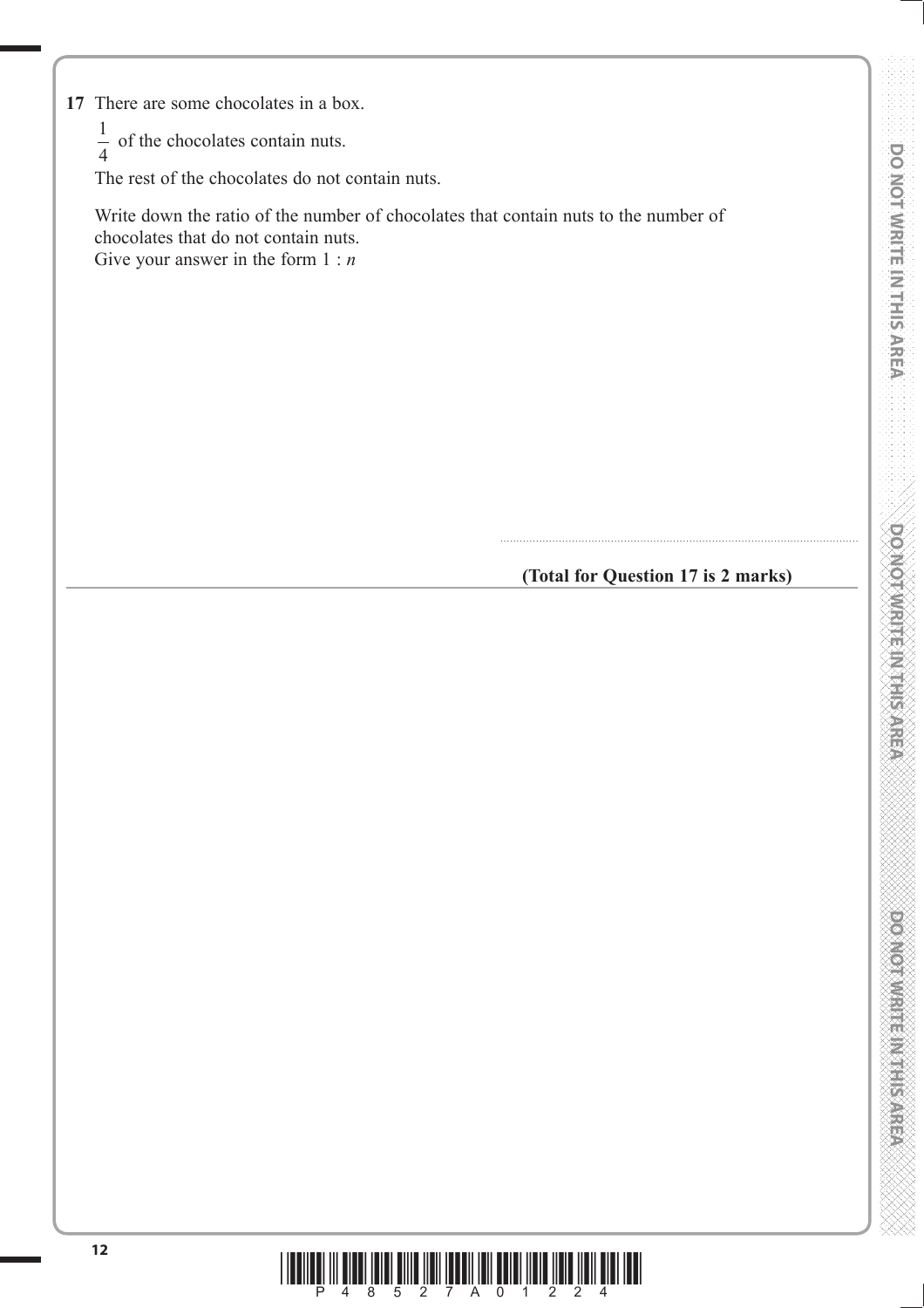**17** There are some chocolates in a box.

$\frac{1}{4}$ of the chocolates contain nuts.

The rest of the chocolates do not contain nuts.

Write down the ratio of the number of chocolates that contain nuts to the number of chocolates that do not contain nuts.
Give your answer in the form 1 : $n$

..............................................................

**(Total for Question 17 is 2 marks)**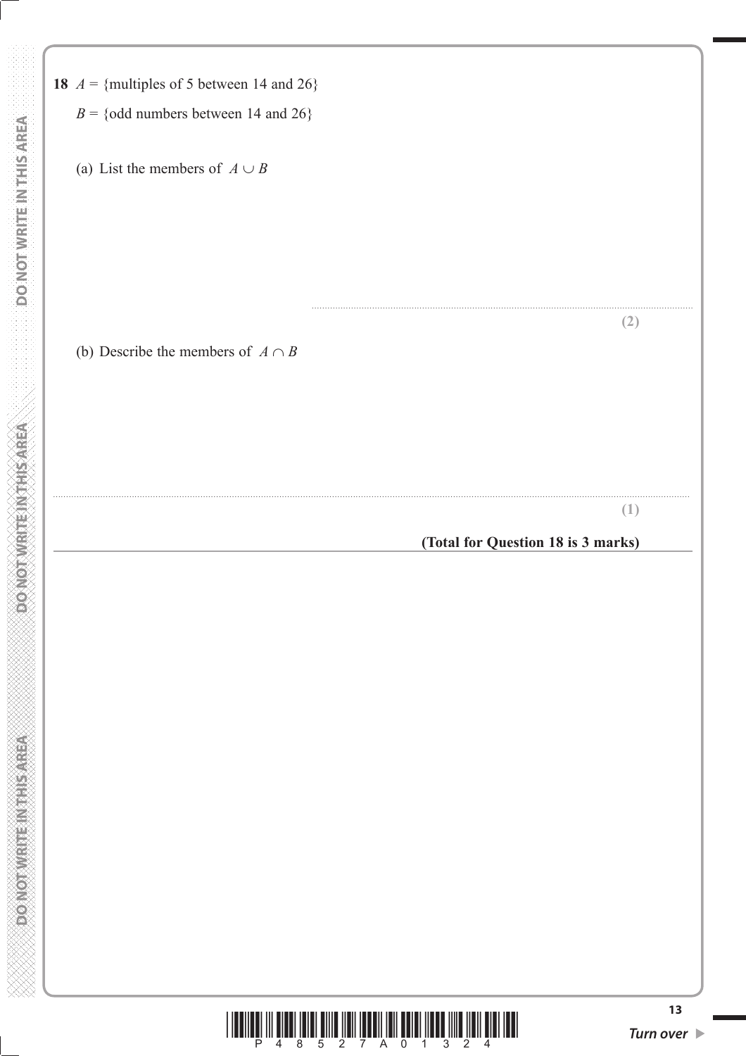**18** $A$ = {multiples of 5 between 14 and 26}

$B$ = {odd numbers between 14 and 26}

(a) List the members of $A \cup B$

..................................................................................

**(2)**

(b) Describe the members of $A \cap B$

..................................................................................

**(1)**

**(Total for Question 18 is 3 marks)**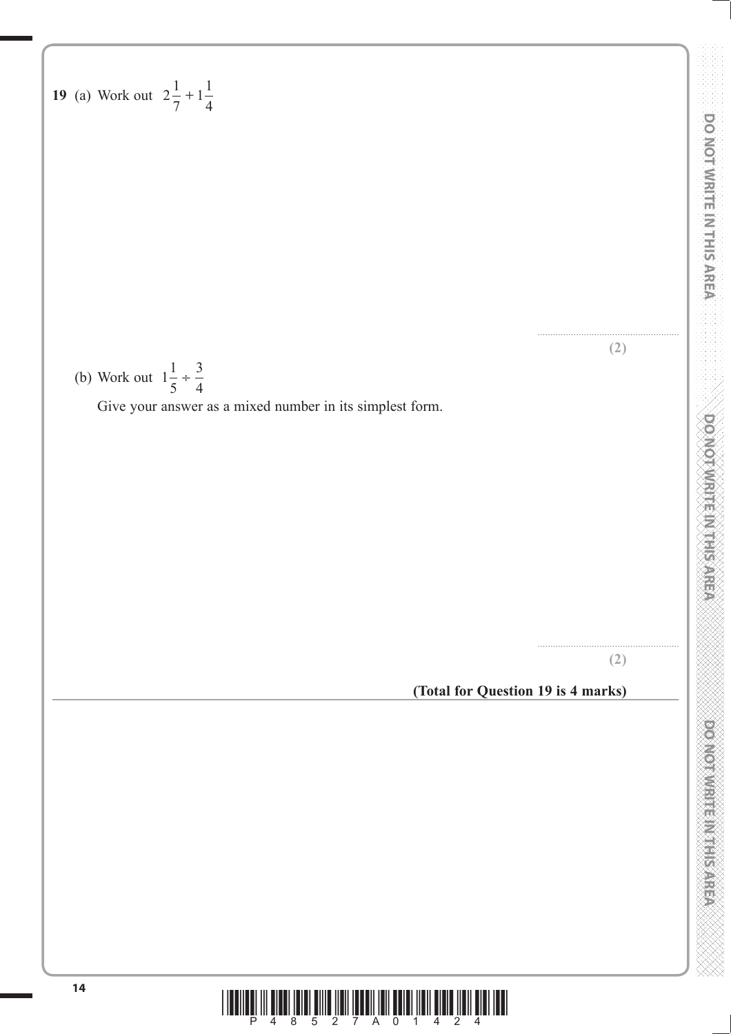**19** (a) Work out $2\frac{1}{7} + 1\frac{1}{4}$

.......................................................

**(2)**

(b) Work out $1\frac{1}{5} \div \frac{3}{4}$

Give your answer as a mixed number in its simplest form.

.......................................................

**(2)**

**(Total for Question 19 is 4 marks)**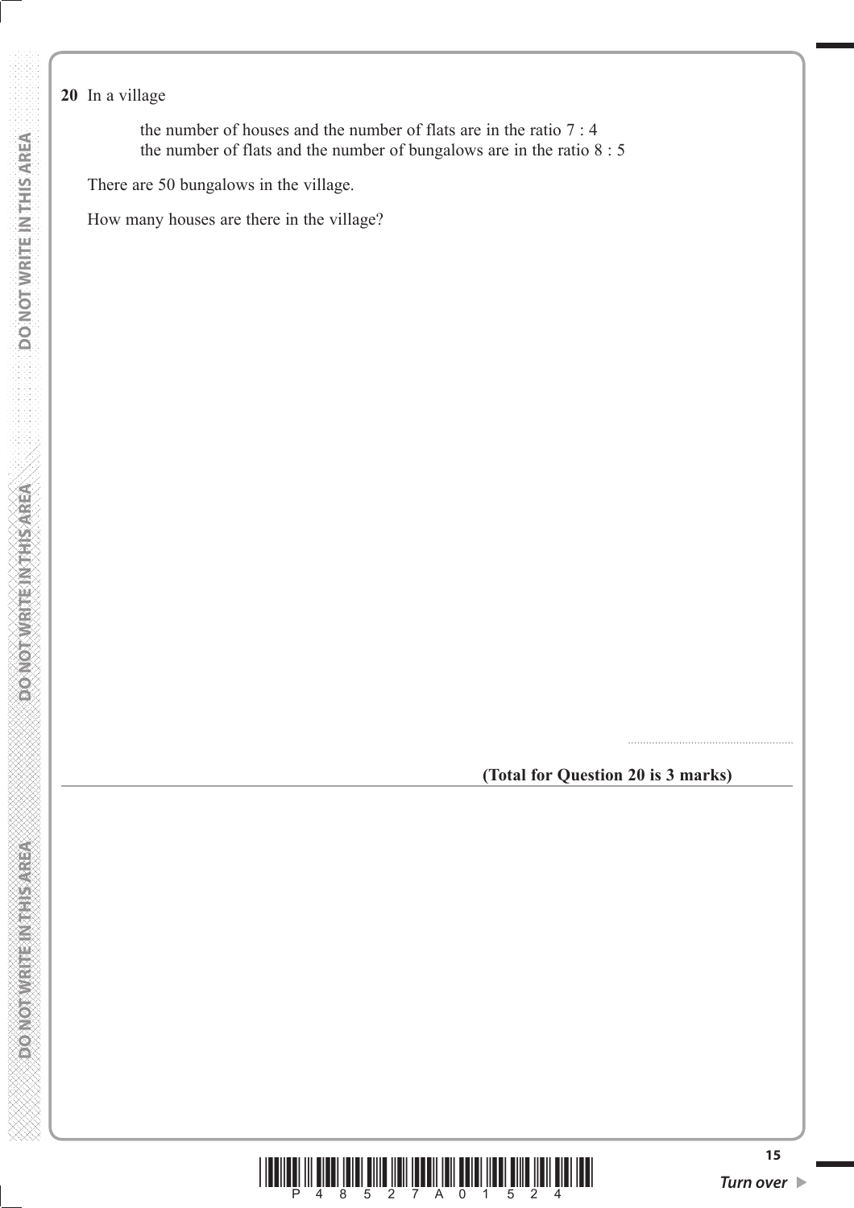**20** In a village

the number of houses and the number of flats are in the ratio 7 : 4
the number of flats and the number of bungalows are in the ratio 8 : 5

There are 50 bungalows in the village.

How many houses are there in the village?

.......................................................

**(Total for Question 20 is 3 marks)**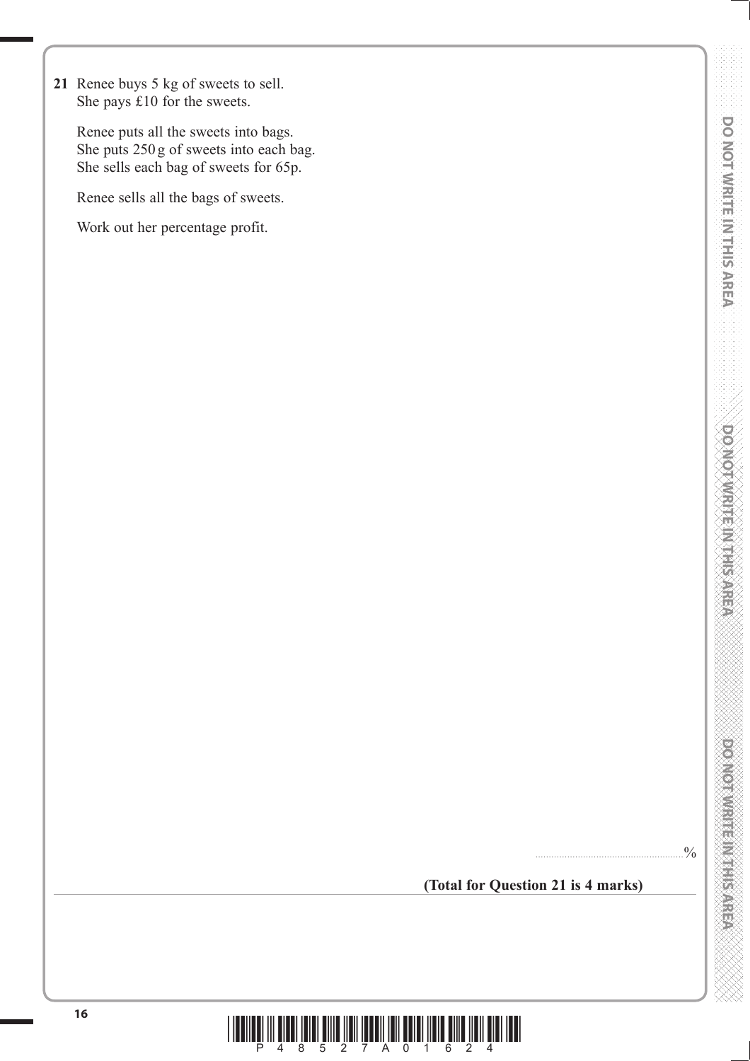**21** Renee buys 5 kg of sweets to sell.
She pays £10 for the sweets.

Renee puts all the sweets into bags.
She puts 250 g of sweets into each bag.
She sells each bag of sweets for 65p.

Renee sells all the bags of sweets.

Work out her percentage profit.

.......................................................%

**(Total for Question 21 is 4 marks)**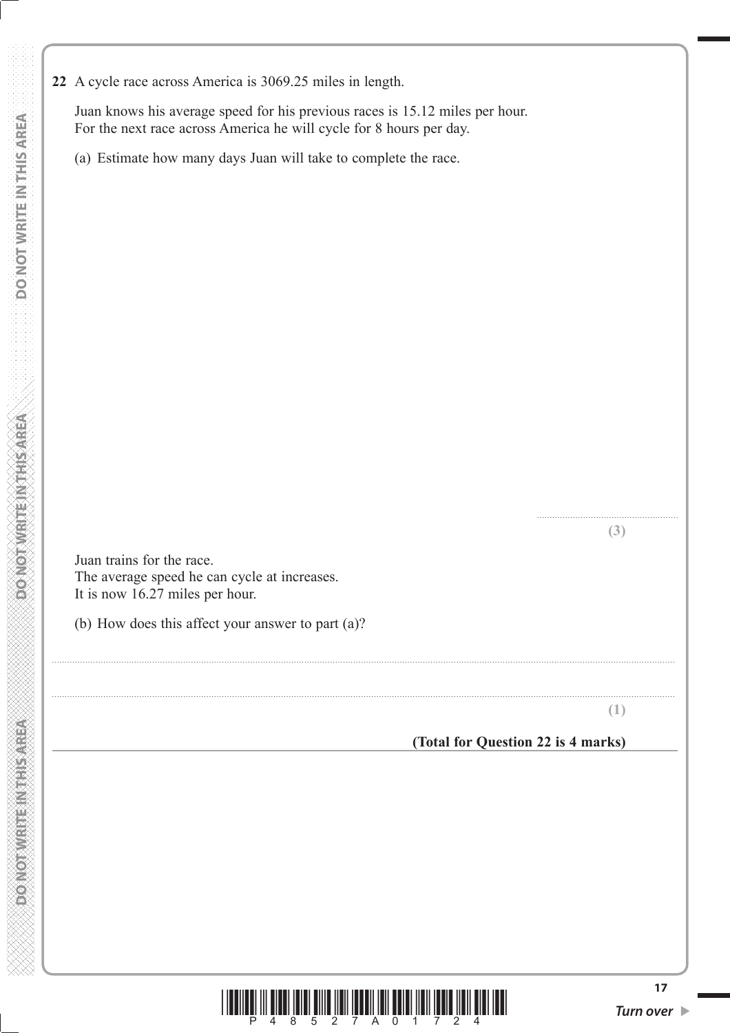**22** A cycle race across America is 3069.25 miles in length.

Juan knows his average speed for his previous races is 15.12 miles per hour.
For the next race across America he will cycle for 8 hours per day.

(a) Estimate how many days Juan will take to complete the race.

..........................................................
**(3)**

Juan trains for the race.
The average speed he can cycle at increases.
It is now 16.27 miles per hour.

(b) How does this affect your answer to part (a)?

.......................................................................................................................................................................................................

.......................................................................................................................................................................................................
**(1)**

**(Total for Question 22 is 4 marks)**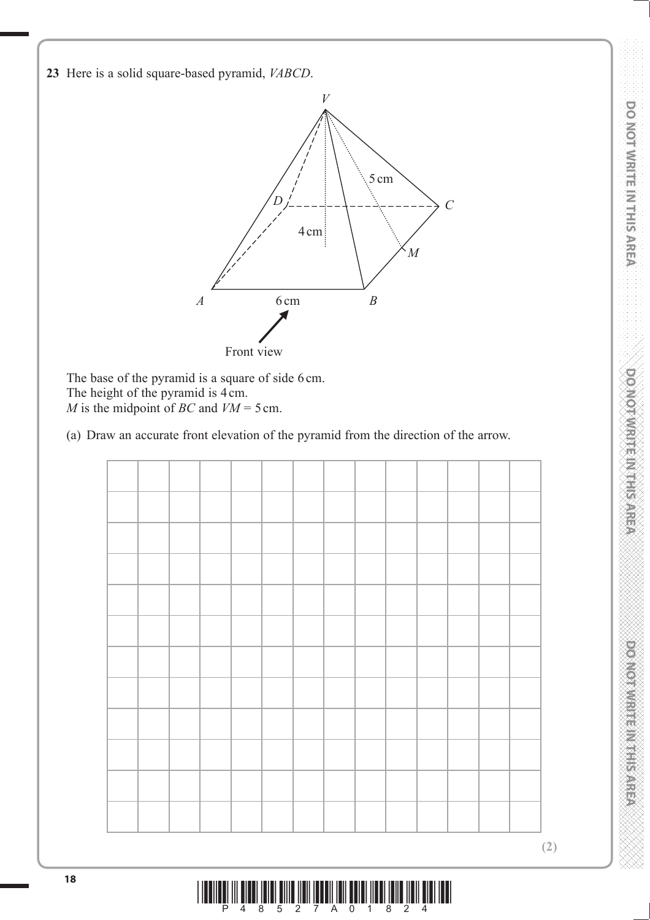**23** Here is a solid square-based pyramid, *VABCD*.

The base of the pyramid is a square of side 6 cm.
The height of the pyramid is 4 cm.
*M* is the midpoint of *BC* and *VM* = 5 cm.

(a) Draw an accurate front elevation of the pyramid from the direction of the arrow.

**(2)**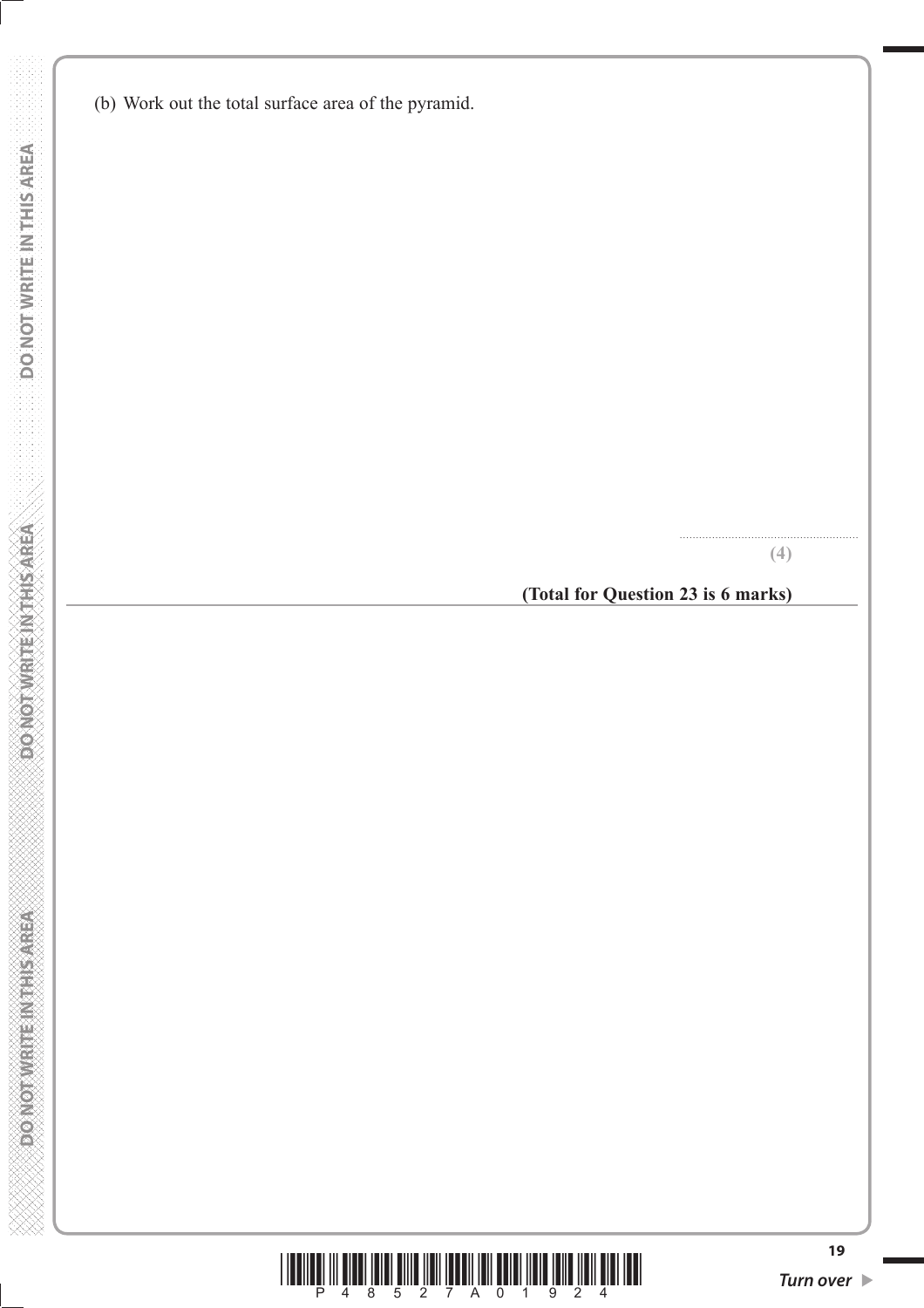(b) Work out the total surface area of the pyramid.

..........................................................

**(4)**

**(Total for Question 23 is 6 marks)**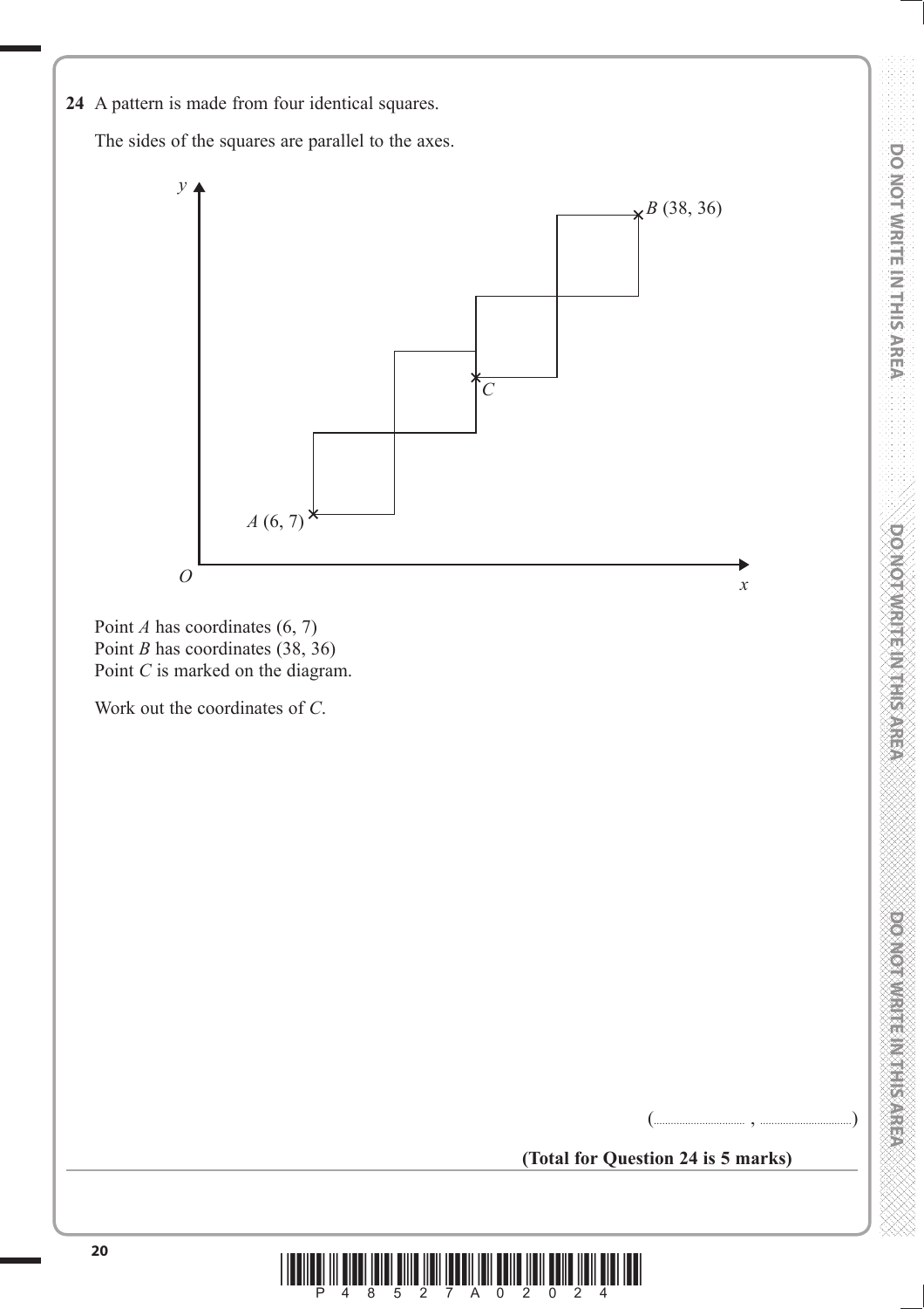**24** A pattern is made from four identical squares.

The sides of the squares are parallel to the axes.

Point $A$ has coordinates (6, 7)
Point $B$ has coordinates (38, 36)
Point $C$ is marked on the diagram.

Work out the coordinates of $C$.

(.............................. , ..............................)

**(Total for Question 24 is 5 marks)**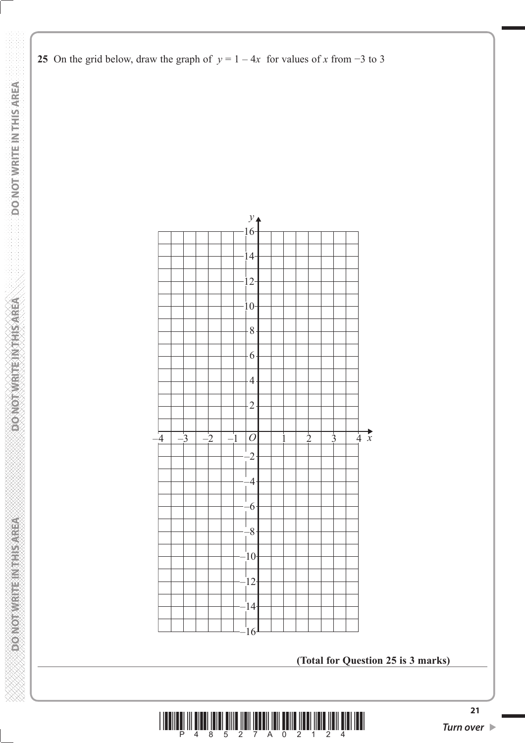**25** On the grid below, draw the graph of $y = 1 - 4x$ for values of $x$ from $-3$ to $3$

**(Total for Question 25 is 3 marks)**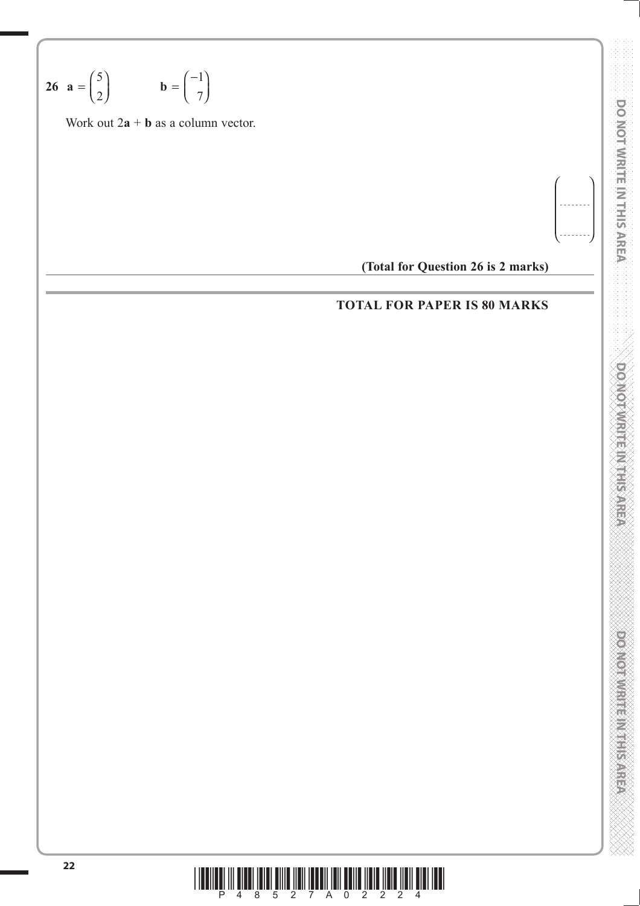**26** $\mathbf{a} = \begin{pmatrix} 5 \\ 2 \end{pmatrix}$ $\mathbf{b} = \begin{pmatrix} -1 \\ 7 \end{pmatrix}$

Work out $2\mathbf{a} + \mathbf{b}$ as a column vector.

$$\begin{pmatrix} \ldots\ldots\ldots \\ \ldots\ldots\ldots \end{pmatrix}$$

**(Total for Question 26 is 2 marks)**

---

**TOTAL FOR PAPER IS 80 MARKS**